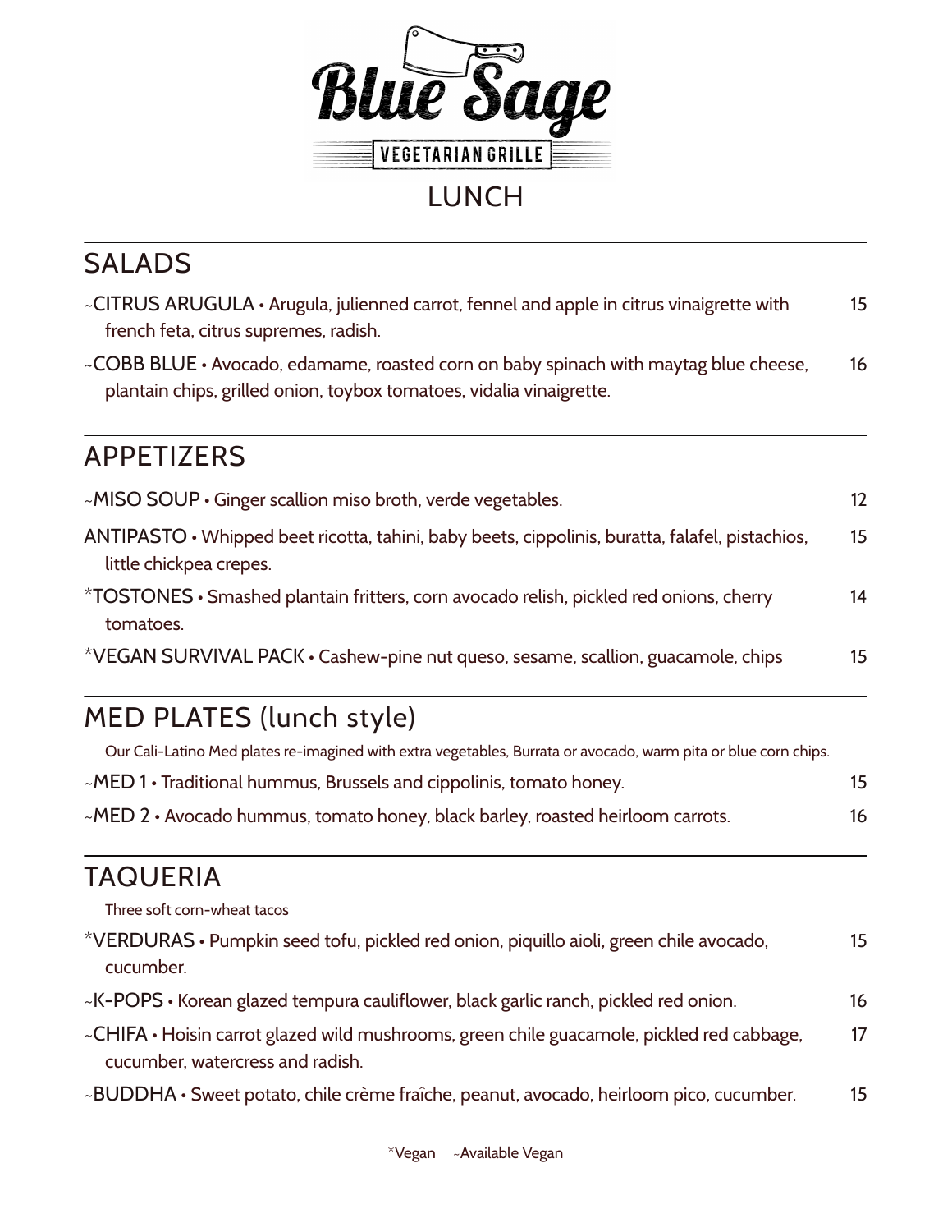# Blue Sage

VEGETARIAN GRILLE

## LUNCH

## SALADS

~CITRUS ARUGULA • Arugula, julienned carrot, fennel and apple in citrus vinaigrette with french feta, citrus supremes, radish. 15

~COBB BLUE • Avocado, edamame, roasted corn on baby spinach with maytag blue cheese, plantain chips, grilled onion, toybox tomatoes, vidalia vinaigrette. 16

## APPETIZERS

~MISO SOUP • Ginger scallion miso broth, verde vegetables. 12

ANTIPASTO • Whipped beet ricotta, tahini, baby beets, cippolinis, buratta, falafel, pistachios, little chickpea crepes. 15

*TOSTONES • Smashed plantain fritters, corn avocado relish, pickled red onions, cherry tomatoes. 14

*VEGAN SURVIVAL PACK • Cashew-pine nut queso, sesame, scallion, guacamole, chips 15

## MED PLATES (lunch style)

Our Cali-Latino Med plates re-imagined with extra vegetables, Burrata or avocado, warm pita or blue corn chips.

~MED 1 • Traditional hummus, Brussels and cippolinis, tomato honey. 15

~MED 2 • Avocado hummus, tomato honey, black barley, roasted heirloom carrots. 16

## TAQUERIA

Three soft corn-wheat tacos

*VERDURAS • Pumpkin seed tofu, pickled red onion, piquillo aioli, green chile avocado, cucumber. 15

~K-POPS • Korean glazed tempura cauliflower, black garlic ranch, pickled red onion. 16

~CHIFA • Hoisin carrot glazed wild mushrooms, green chile guacamole, pickled red cabbage, cucumber, watercress and radish. 17

~BUDDHA • Sweet potato, chile crème fraîche, peanut, avocado, heirloom pico, cucumber. 15

*Vegan ~Available Vegan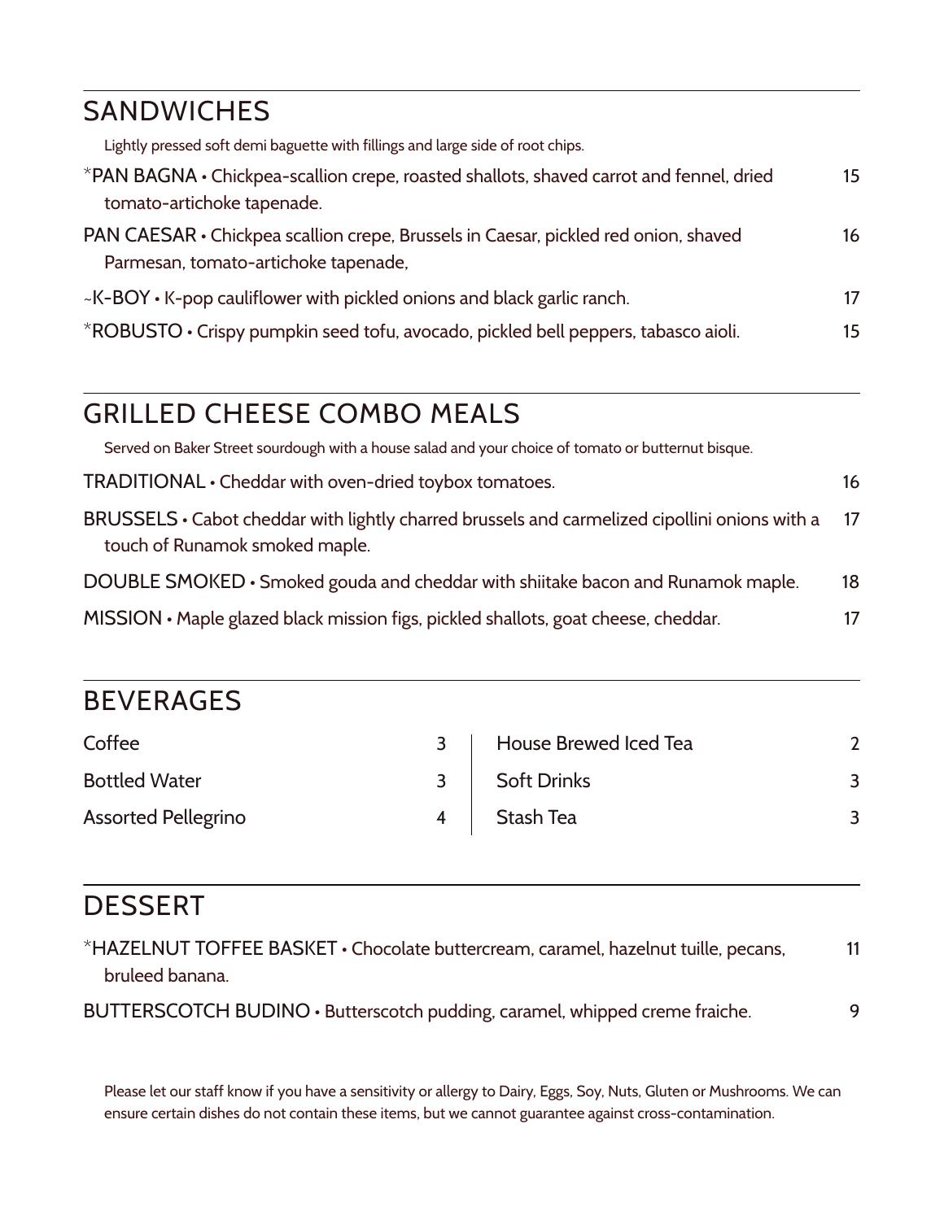## SANDWICHES

Lightly pressed soft demi baguette with fillings and large side of root chips.

*PAN BAGNA • Chickpea-scallion crepe, roasted shallots, shaved carrot and fennel, dried tomato-artichoke tapenade. 15

PAN CAESAR • Chickpea scallion crepe, Brussels in Caesar, pickled red onion, shaved Parmesan, tomato-artichoke tapenade, 16

~K-BOY • K-pop cauliflower with pickled onions and black garlic ranch. 17

*ROBUSTO • Crispy pumpkin seed tofu, avocado, pickled bell peppers, tabasco aioli. 15

## GRILLED CHEESE COMBO MEALS

Served on Baker Street sourdough with a house salad and your choice of tomato or butternut bisque.

TRADITIONAL • Cheddar with oven-dried toybox tomatoes. 16

BRUSSELS • Cabot cheddar with lightly charred brussels and carmelized cipollini onions with a touch of Runamok smoked maple. 17

DOUBLE SMOKED • Smoked gouda and cheddar with shiitake bacon and Runamok maple. 18

MISSION • Maple glazed black mission figs, pickled shallots, goat cheese, cheddar. 17

## BEVERAGES

| | | | |
|---|---|---|---|
| Coffee | 3 | House Brewed Iced Tea | 2 |
| Bottled Water | 3 | Soft Drinks | 3 |
| Assorted Pellegrino | 4 | Stash Tea | 3 |

## DESSERT

*HAZELNUT TOFFEE BASKET • Chocolate buttercream, caramel, hazelnut tuille, pecans, bruleed banana. 11

BUTTERSCOTCH BUDINO • Butterscotch pudding, caramel, whipped creme fraiche. 9

Please let our staff know if you have a sensitivity or allergy to Dairy, Eggs, Soy, Nuts, Gluten or Mushrooms. We can ensure certain dishes do not contain these items, but we cannot guarantee against cross-contamination.